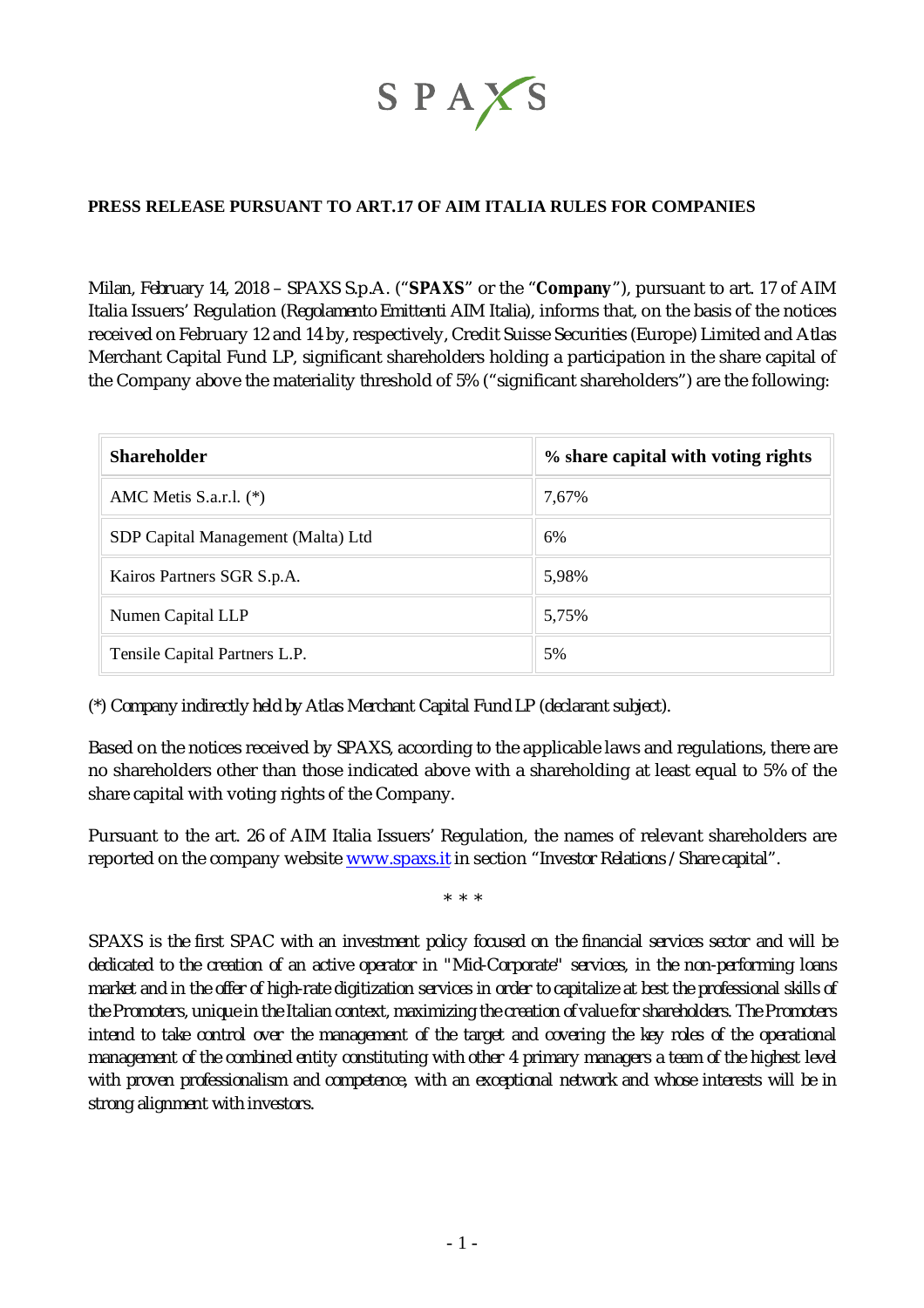SPAXS

**PRESS RELEASE PURSUANT TO ART.17 OF AIM ITALIA RULES FOR COMPANIES**

Milan, February 14, 2018 – SPAXS S.p.A. ("**SPAXS**" or the "**Company**"), pursuant to art. 17 of AIM Italia Issuers' Regulation (*Regolamento Emittenti AIM Italia*), informs that, on the basis of the notices received on February 12 and 14 by, respectively, Credit Suisse Securities (Europe) Limited and Atlas Merchant Capital Fund LP, significant shareholders holding a participation in the share capital of the Company above the materiality threshold of 5% ("significant shareholders") are the following:

| **Shareholder** | **% share capital with voting rights** |
|---|---|
| AMC Metis S.a.r.l. (*) | 7,67% |
| SDP Capital Management (Malta) Ltd | 6% |
| Kairos Partners SGR S.p.A. | 5,98% |
| Numen Capital LLP | 5,75% |
| Tensile Capital Partners L.P. | 5% |

(*) Company indirectly held by Atlas Merchant Capital Fund LP (declarant subject).

Based on the notices received by SPAXS, according to the applicable laws and regulations, there are no shareholders other than those indicated above with a shareholding at least equal to 5% of the share capital with voting rights of the Company.

Pursuant to the art. 26 of AIM Italia Issuers' Regulation, the names of relevant shareholders are reported on the company website www.spaxs.it in section "Investor Relations / Share capital".

\* \* \*

SPAXS is the first SPAC with an investment policy focused on the financial services sector and will be dedicated to the creation of an active operator in "Mid-Corporate" services, in the non-performing loans market and in the offer of high-rate digitization services in order to capitalize at best the professional skills of the Promoters, unique in the Italian context, maximizing the creation of value for shareholders. The Promoters intend to take control over the management of the target and covering the key roles of the operational management of the combined entity constituting with other 4 primary managers a team of the highest level with proven professionalism and competence, with an exceptional network and whose interests will be in strong alignment with investors.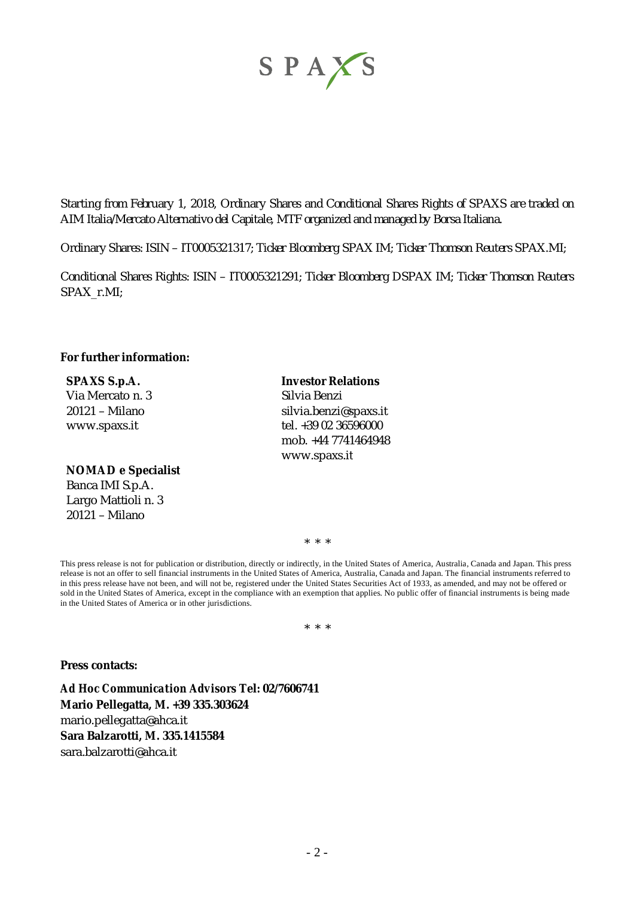Starting from February 1, 2018, Ordinary Shares and Conditional Shares Rights of SPAXS are traded on AIM Italia/Mercato Alternativo del Capitale, MTF organized and managed by Borsa Italiana.

Ordinary Shares: ISIN – IT0005321317; Ticker Bloomberg SPAX IM; Ticker Thomson Reuters SPAX.MI;

Conditional Shares Rights: ISIN – IT0005321291; Ticker Bloomberg DSPAX IM; Ticker Thomson Reuters SPAX_r.MI;

**For further information:**

**SPAXS S.p.A.**
Via Mercato n. 3
20121 – Milano
www.spaxs.it

**Investor Relations**
Silvia Benzi
silvia.benzi@spaxs.it
tel. +39 02 36596000
mob. +44 7741464948
www.spaxs.it

**NOMAD e Specialist**
Banca IMI S.p.A.
Largo Mattioli n. 3
20121 – Milano

\* \* \*

This press release is not for publication or distribution, directly or indirectly, in the United States of America, Australia, Canada and Japan. This press release is not an offer to sell financial instruments in the United States of America, Australia, Canada and Japan. The financial instruments referred to in this press release have not been, and will not be, registered under the United States Securities Act of 1933, as amended, and may not be offered or sold in the United States of America, except in the compliance with an exemption that applies. No public offer of financial instruments is being made in the United States of America or in other jurisdictions.

\* \* \*

**Press contacts:**

***Ad Hoc Communication Advisors* Tel: 02/7606741**
**Mario Pellegatta, M. +39 335.303624**
mario.pellegatta@ahca.it
**Sara Balzarotti, M. 335.1415584**
sara.balzarotti@ahca.it